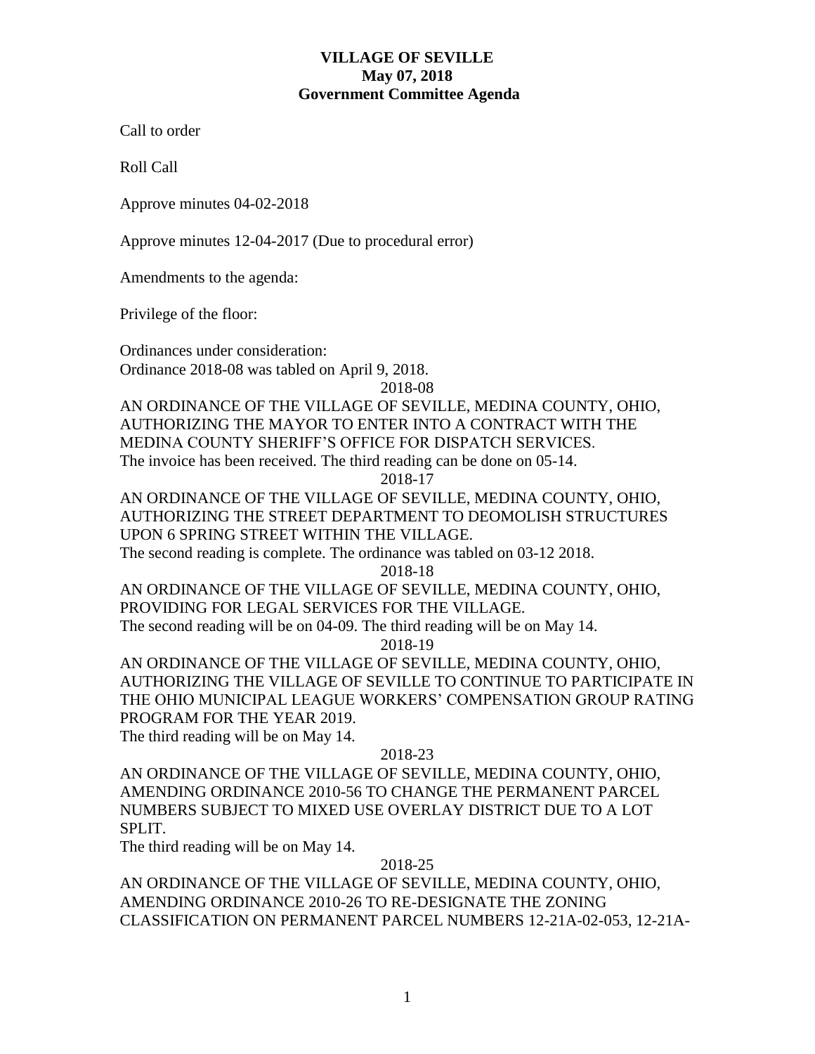**VILLAGE OF SEVILLE**
**May 07, 2018**
**Government Committee Agenda**

Call to order

Roll Call

Approve minutes 04-02-2018

Approve minutes 12-04-2017 (Due to procedural error)

Amendments to the agenda:

Privilege of the floor:

Ordinances under consideration:
Ordinance 2018-08 was tabled on April 9, 2018.

2018-08

AN ORDINANCE OF THE VILLAGE OF SEVILLE, MEDINA COUNTY, OHIO, AUTHORIZING THE MAYOR TO ENTER INTO A CONTRACT WITH THE MEDINA COUNTY SHERIFF'S OFFICE FOR DISPATCH SERVICES.
The invoice has been received. The third reading can be done on 05-14.

2018-17

AN ORDINANCE OF THE VILLAGE OF SEVILLE, MEDINA COUNTY, OHIO, AUTHORIZING THE STREET DEPARTMENT TO DEOMOLISH STRUCTURES UPON 6 SPRING STREET WITHIN THE VILLAGE.
The second reading is complete. The ordinance was tabled on 03-12 2018.

2018-18

AN ORDINANCE OF THE VILLAGE OF SEVILLE, MEDINA COUNTY, OHIO, PROVIDING FOR LEGAL SERVICES FOR THE VILLAGE.
The second reading will be on 04-09. The third reading will be on May 14.

2018-19

AN ORDINANCE OF THE VILLAGE OF SEVILLE, MEDINA COUNTY, OHIO, AUTHORIZING THE VILLAGE OF SEVILLE TO CONTINUE TO PARTICIPATE IN THE OHIO MUNICIPAL LEAGUE WORKERS' COMPENSATION GROUP RATING PROGRAM FOR THE YEAR 2019.
The third reading will be on May 14.

2018-23

AN ORDINANCE OF THE VILLAGE OF SEVILLE, MEDINA COUNTY, OHIO, AMENDING ORDINANCE 2010-56 TO CHANGE THE PERMANENT PARCEL NUMBERS SUBJECT TO MIXED USE OVERLAY DISTRICT DUE TO A LOT SPLIT.
The third reading will be on May 14.

2018-25

AN ORDINANCE OF THE VILLAGE OF SEVILLE, MEDINA COUNTY, OHIO, AMENDING ORDINANCE 2010-26 TO RE-DESIGNATE THE ZONING CLASSIFICATION ON PERMANENT PARCEL NUMBERS 12-21A-02-053, 12-21A-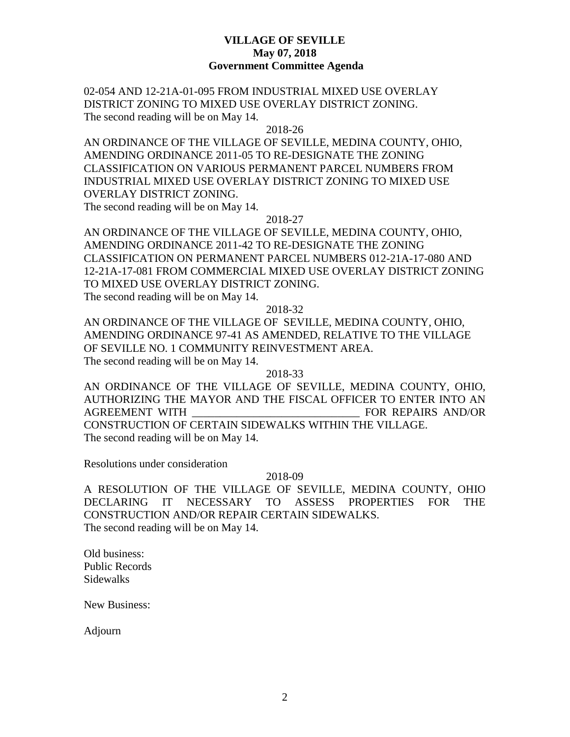02-054 AND 12-21A-01-095 FROM INDUSTRIAL MIXED USE OVERLAY DISTRICT ZONING TO MIXED USE OVERLAY DISTRICT ZONING.
The second reading will be on May 14.

2018-26

AN ORDINANCE OF THE VILLAGE OF SEVILLE, MEDINA COUNTY, OHIO, AMENDING ORDINANCE 2011-05 TO RE-DESIGNATE THE ZONING CLASSIFICATION ON VARIOUS PERMANENT PARCEL NUMBERS FROM INDUSTRIAL MIXED USE OVERLAY DISTRICT ZONING TO MIXED USE OVERLAY DISTRICT ZONING.
The second reading will be on May 14.

2018-27

AN ORDINANCE OF THE VILLAGE OF SEVILLE, MEDINA COUNTY, OHIO, AMENDING ORDINANCE 2011-42 TO RE-DESIGNATE THE ZONING CLASSIFICATION ON PERMANENT PARCEL NUMBERS 012-21A-17-080 AND 12-21A-17-081 FROM COMMERCIAL MIXED USE OVERLAY DISTRICT ZONING TO MIXED USE OVERLAY DISTRICT ZONING.
The second reading will be on May 14.

2018-32

AN ORDINANCE OF THE VILLAGE OF SEVILLE, MEDINA COUNTY, OHIO, AMENDING ORDINANCE 97-41 AS AMENDED, RELATIVE TO THE VILLAGE OF SEVILLE NO. 1 COMMUNITY REINVESTMENT AREA.
The second reading will be on May 14.

2018-33

AN ORDINANCE OF THE VILLAGE OF SEVILLE, MEDINA COUNTY, OHIO, AUTHORIZING THE MAYOR AND THE FISCAL OFFICER TO ENTER INTO AN AGREEMENT WITH ______________________________ FOR REPAIRS AND/OR CONSTRUCTION OF CERTAIN SIDEWALKS WITHIN THE VILLAGE.
The second reading will be on May 14.

Resolutions under consideration

2018-09

A RESOLUTION OF THE VILLAGE OF SEVILLE, MEDINA COUNTY, OHIO DECLARING IT NECESSARY TO ASSESS PROPERTIES FOR THE CONSTRUCTION AND/OR REPAIR CERTAIN SIDEWALKS.
The second reading will be on May 14.

Old business:
Public Records
Sidewalks

New Business:

Adjourn